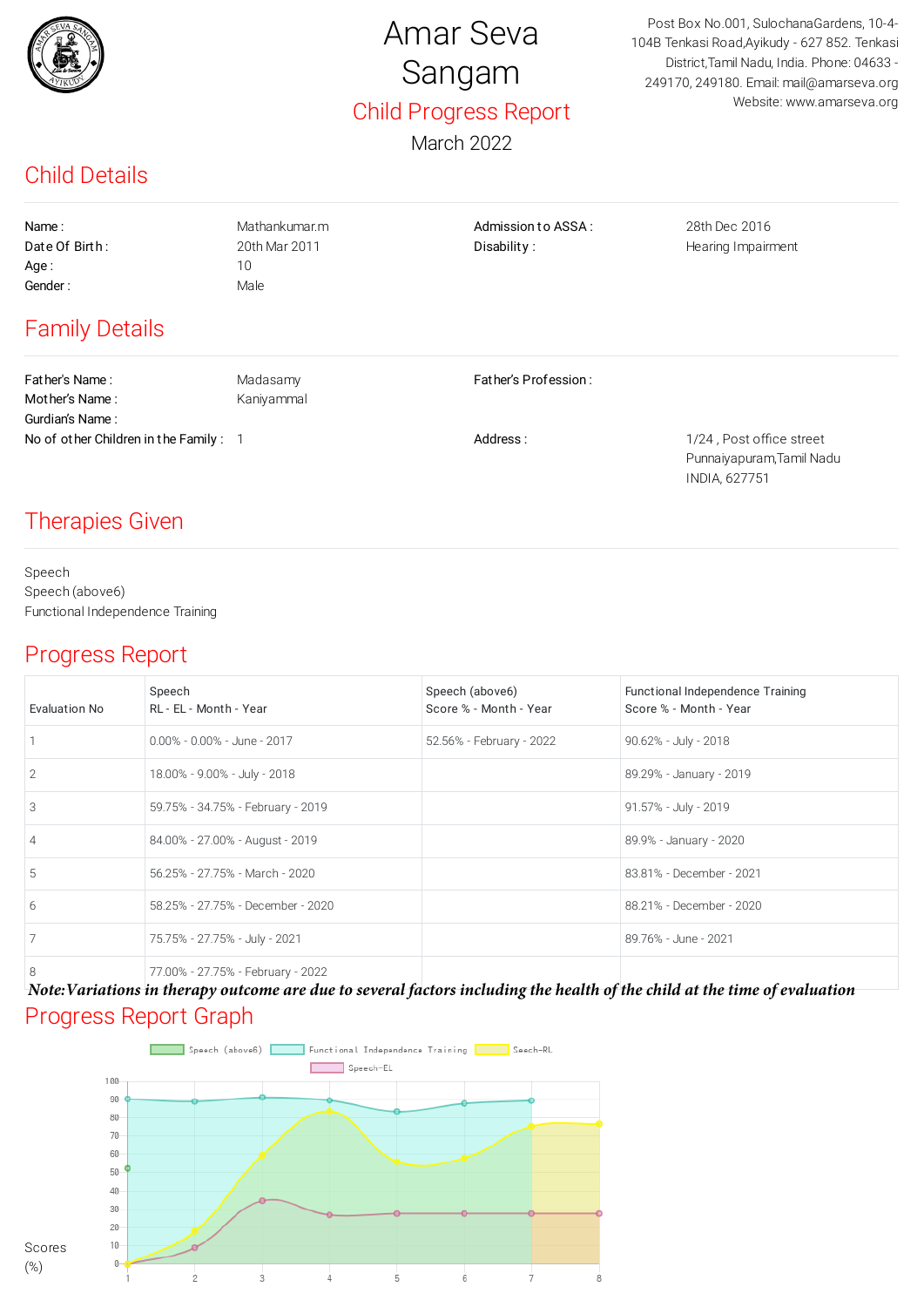# Amar Seva Sangam

## Child Progress Report

March 2022

Post Box No.001, SulochanaGardens, 10-4-104B Tenkasi Road,Ayikudy - 627 852. Tenkasi District,Tamil Nadu, India. Phone: 04633 - 249170, 249180. Email: mail@amarseva.org Website: www.amarseva.org

## Child Details

| | | | |
|---|---|---|---|
| Name : | Mathankumar.m | Admission to ASSA : | 28th Dec 2016 |
| Date Of Birth : | 20th Mar 2011 | Disability : | Hearing Impairment |
| Age : | 10 | | |
| Gender : | Male | | |

## Family Details

| | | | |
|---|---|---|---|
| Father's Name : | Madasamy | Father's Profession : | |
| Mother's Name : | Kaniyammal | | |
| Gurdian's Name : | | | |
| No of other Children in the Family : | 1 | Address : | 1/24 , Post office street Punnaiyapuram,Tamil Nadu INDIA, 627751 |

## Therapies Given

Speech
Speech (above6)
Functional Independence Training

## Progress Report

| Evaluation No | Speech RL - EL - Month - Year | Speech (above6) Score % - Month - Year | Functional Independence Training Score % - Month - Year |
|---|---|---|---|
| 1 | 0.00% - 0.00% - June - 2017 | 52.56% - February - 2022 | 90.62% - July - 2018 |
| 2 | 18.00% - 9.00% - July - 2018 | | 89.29% - January - 2019 |
| 3 | 59.75% - 34.75% - February - 2019 | | 91.57% - July - 2019 |
| 4 | 84.00% - 27.00% - August - 2019 | | 89.9% - January - 2020 |
| 5 | 56.25% - 27.75% - March - 2020 | | 83.81% - December - 2021 |
| 6 | 58.25% - 27.75% - December - 2020 | | 88.21% - December - 2020 |
| 7 | 75.75% - 27.75% - July - 2021 | | 89.76% - June - 2021 |
| 8 | 77.00% - 27.75% - February - 2022 | | |

***Note:Variations in therapy outcome are due to several factors including the health of the child at the time of evaluation***

## Progress Report Graph

Speech (above6) | Functional Independence Training | Seech-RL | Speech-EL

Scores (%)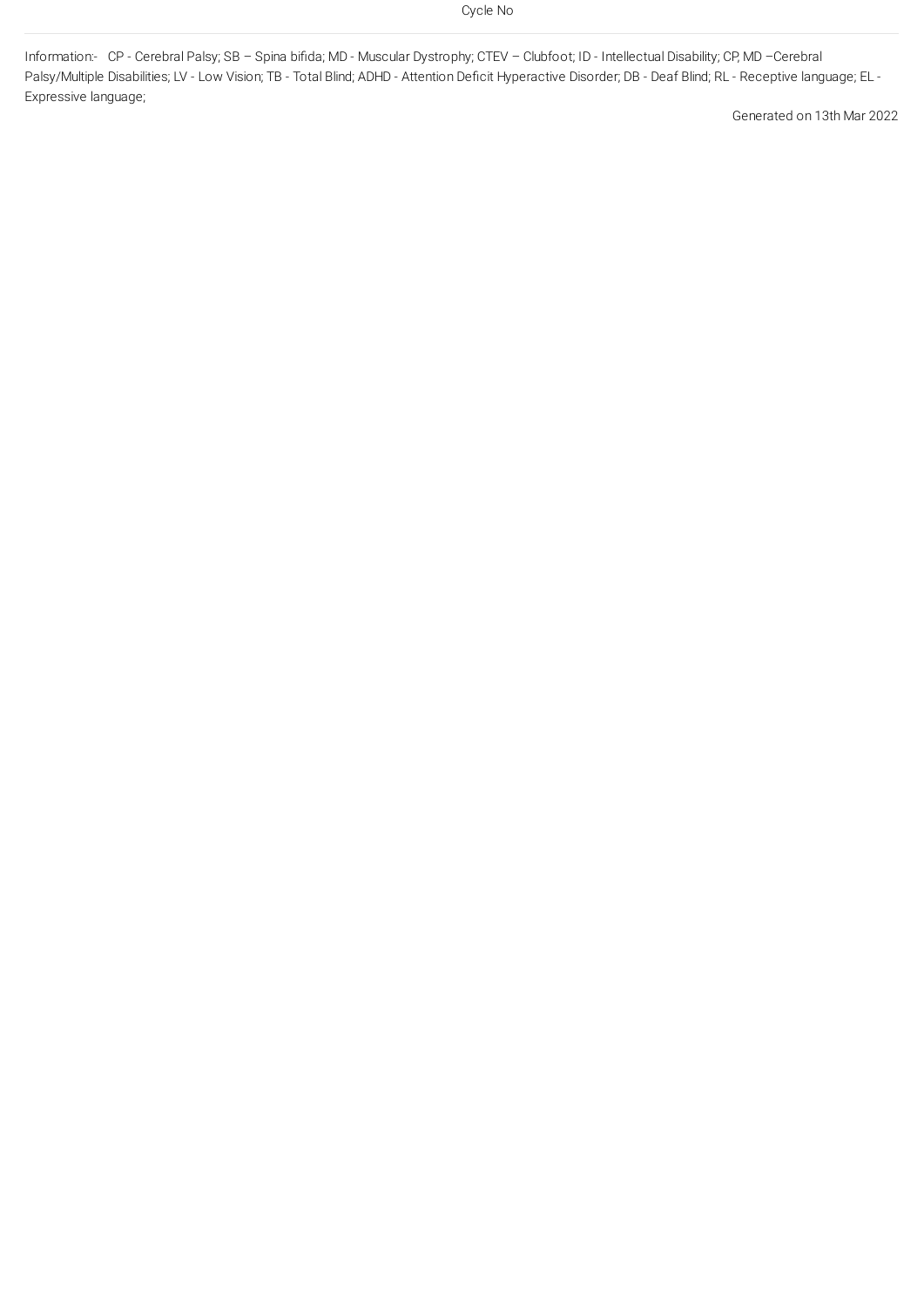Cycle No

Information:- CP - Cerebral Palsy; SB – Spina bifida; MD - Muscular Dystrophy; CTEV – Clubfoot; ID - Intellectual Disability; CP, MD –Cerebral Palsy/Multiple Disabilities; LV - Low Vision; TB - Total Blind; ADHD - Attention Deficit Hyperactive Disorder; DB - Deaf Blind; RL - Receptive language; EL - Expressive language;

Generated on 13th Mar 2022